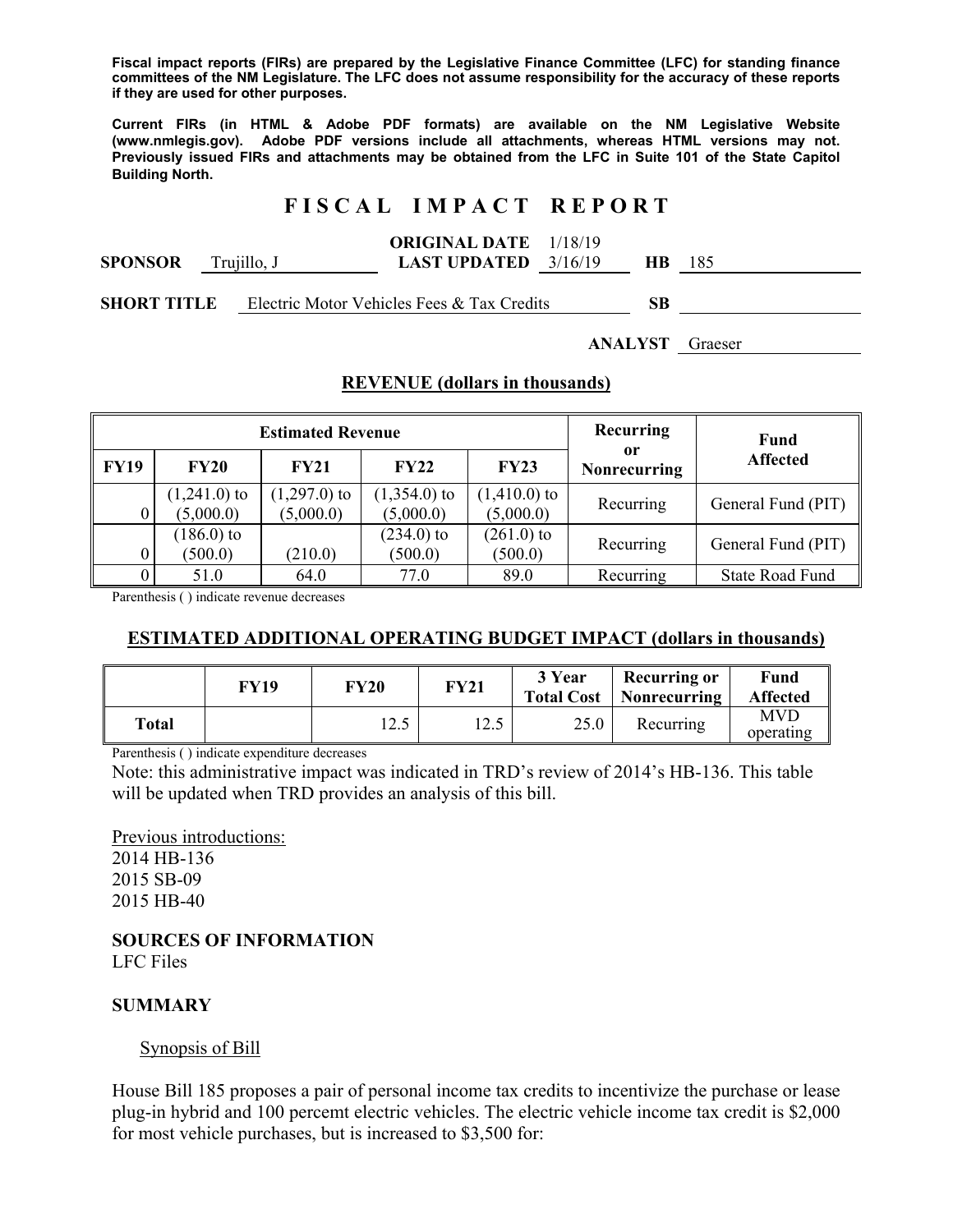**Fiscal impact reports (FIRs) are prepared by the Legislative Finance Committee (LFC) for standing finance committees of the NM Legislature. The LFC does not assume responsibility for the accuracy of these reports if they are used for other purposes.**

**Current FIRs (in HTML & Adobe PDF formats) are available on the NM Legislative Website (www.nmlegis.gov). Adobe PDF versions include all attachments, whereas HTML versions may not. Previously issued FIRs and attachments may be obtained from the LFC in Suite 101 of the State Capitol Building North.**

# F I S C A L   I M P A C T   R E P O R T

**SPONSOR** Trujillo, J  **ORIGINAL DATE** 1/18/19  **LAST UPDATED** 3/16/19  **HB** 185

**SHORT TITLE** Electric Motor Vehicles Fees & Tax Credits  **SB**

**ANALYST** Graeser

## REVENUE (dollars in thousands)

| Estimated Revenue | | | | | Recurring or Nonrecurring | Fund Affected |
|---|---|---|---|---|---|---|
| FY19 | FY20 | FY21 | FY22 | FY23 | | |
| 0 | (1,241.0) to (5,000.0) | (1,297.0) to (5,000.0) | (1,354.0) to (5,000.0) | (1,410.0) to (5,000.0) | Recurring | General Fund (PIT) |
| 0 | (186.0) to (500.0) | (210.0) | (234.0) to (500.0) | (261.0) to (500.0) | Recurring | General Fund (PIT) |
| 0 | 51.0 | 64.0 | 77.0 | 89.0 | Recurring | State Road Fund |

Parenthesis ( ) indicate revenue decreases

## ESTIMATED ADDITIONAL OPERATING BUDGET IMPACT (dollars in thousands)

| | FY19 | FY20 | FY21 | 3 Year Total Cost | Recurring or Nonrecurring | Fund Affected |
|---|---|---|---|---|---|---|
| Total | | 12.5 | 12.5 | 25.0 | Recurring | MVD operating |

Parenthesis ( ) indicate expenditure decreases

Note: this administrative impact was indicated in TRD's review of 2014's HB-136. This table will be updated when TRD provides an analysis of this bill.

Previous introductions:
2014 HB-136
2015 SB-09
2015 HB-40

### SOURCES OF INFORMATION
LFC Files

### SUMMARY

Synopsis of Bill

House Bill 185 proposes a pair of personal income tax credits to incentivize the purchase or lease plug-in hybrid and 100 percemt electric vehicles. The electric vehicle income tax credit is $2,000 for most vehicle purchases, but is increased to $3,500 for: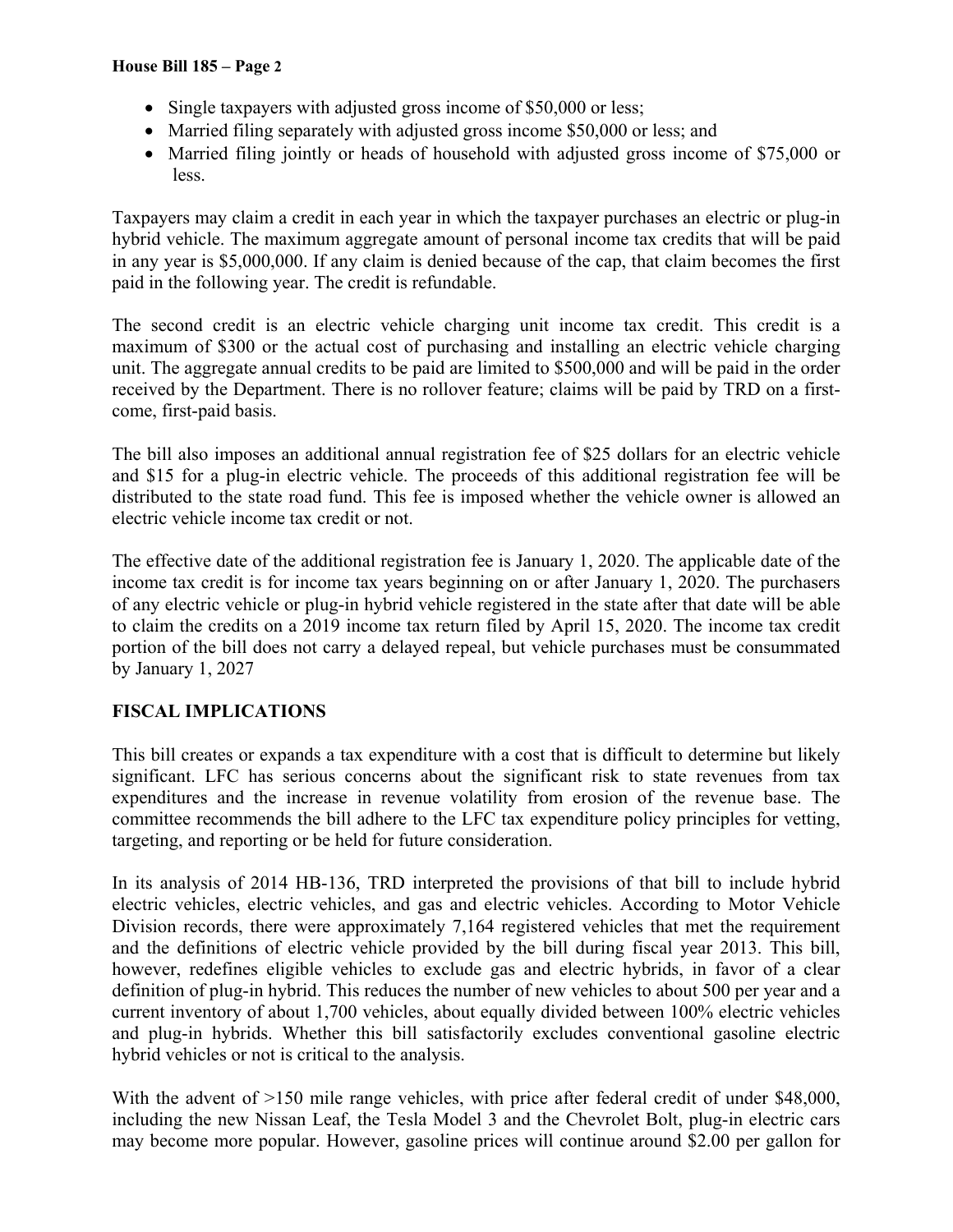- Single taxpayers with adjusted gross income of $50,000 or less;
- Married filing separately with adjusted gross income $50,000 or less; and
- Married filing jointly or heads of household with adjusted gross income of $75,000 or less.

Taxpayers may claim a credit in each year in which the taxpayer purchases an electric or plug-in hybrid vehicle. The maximum aggregate amount of personal income tax credits that will be paid in any year is $5,000,000. If any claim is denied because of the cap, that claim becomes the first paid in the following year. The credit is refundable.

The second credit is an electric vehicle charging unit income tax credit. This credit is a maximum of $300 or the actual cost of purchasing and installing an electric vehicle charging unit. The aggregate annual credits to be paid are limited to $500,000 and will be paid in the order received by the Department. There is no rollover feature; claims will be paid by TRD on a first-come, first-paid basis.

The bill also imposes an additional annual registration fee of $25 dollars for an electric vehicle and $15 for a plug-in electric vehicle. The proceeds of this additional registration fee will be distributed to the state road fund. This fee is imposed whether the vehicle owner is allowed an electric vehicle income tax credit or not.

The effective date of the additional registration fee is January 1, 2020. The applicable date of the income tax credit is for income tax years beginning on or after January 1, 2020. The purchasers of any electric vehicle or plug-in hybrid vehicle registered in the state after that date will be able to claim the credits on a 2019 income tax return filed by April 15, 2020. The income tax credit portion of the bill does not carry a delayed repeal, but vehicle purchases must be consummated by January 1, 2027

## FISCAL IMPLICATIONS

This bill creates or expands a tax expenditure with a cost that is difficult to determine but likely significant. LFC has serious concerns about the significant risk to state revenues from tax expenditures and the increase in revenue volatility from erosion of the revenue base. The committee recommends the bill adhere to the LFC tax expenditure policy principles for vetting, targeting, and reporting or be held for future consideration.

In its analysis of 2014 HB-136, TRD interpreted the provisions of that bill to include hybrid electric vehicles, electric vehicles, and gas and electric vehicles. According to Motor Vehicle Division records, there were approximately 7,164 registered vehicles that met the requirement and the definitions of electric vehicle provided by the bill during fiscal year 2013. This bill, however, redefines eligible vehicles to exclude gas and electric hybrids, in favor of a clear definition of plug-in hybrid. This reduces the number of new vehicles to about 500 per year and a current inventory of about 1,700 vehicles, about equally divided between 100% electric vehicles and plug-in hybrids. Whether this bill satisfactorily excludes conventional gasoline electric hybrid vehicles or not is critical to the analysis.

With the advent of >150 mile range vehicles, with price after federal credit of under $48,000, including the new Nissan Leaf, the Tesla Model 3 and the Chevrolet Bolt, plug-in electric cars may become more popular. However, gasoline prices will continue around $2.00 per gallon for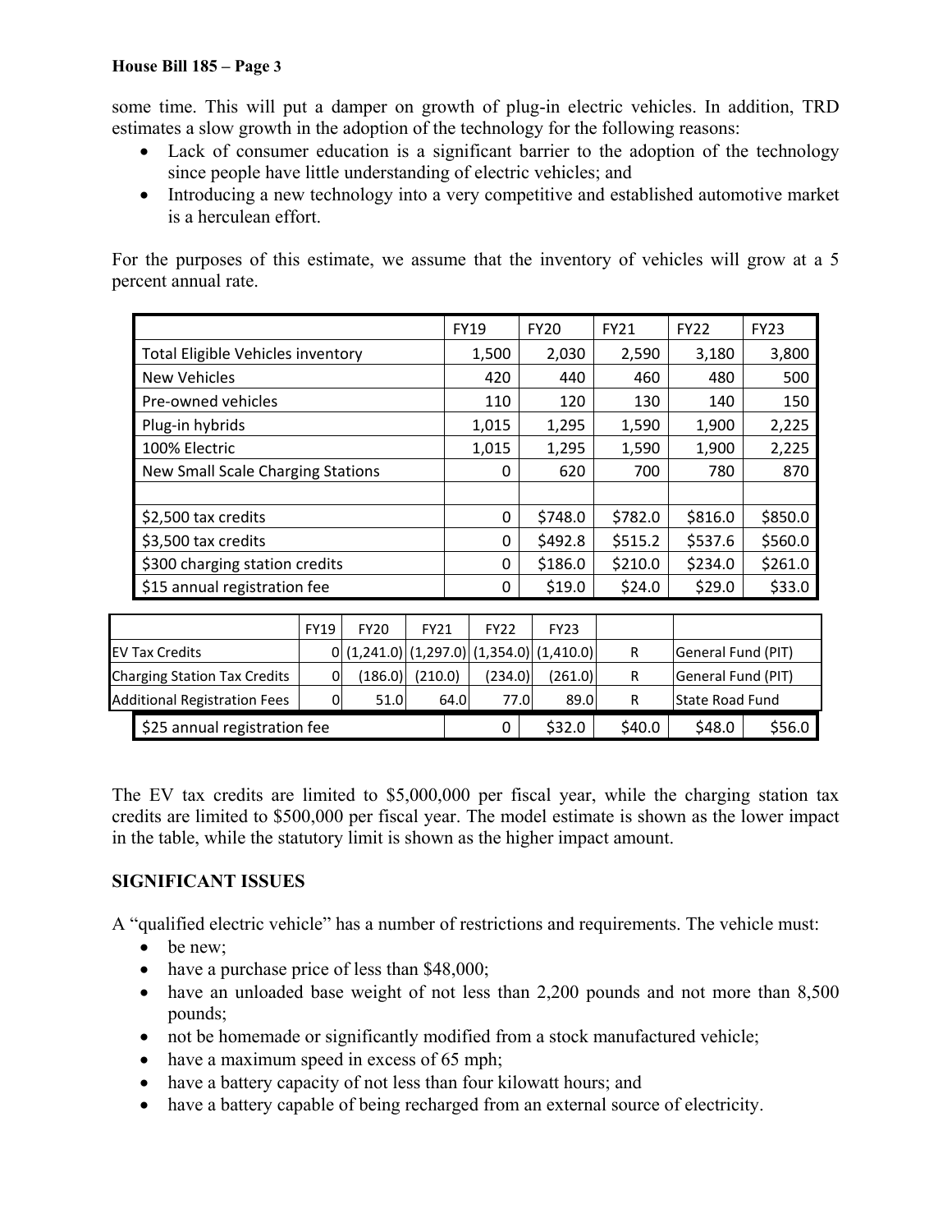some time. This will put a damper on growth of plug-in electric vehicles. In addition, TRD estimates a slow growth in the adoption of the technology for the following reasons:

- Lack of consumer education is a significant barrier to the adoption of the technology since people have little understanding of electric vehicles; and
- Introducing a new technology into a very competitive and established automotive market is a herculean effort.

For the purposes of this estimate, we assume that the inventory of vehicles will grow at a 5 percent annual rate.

| | FY19 | FY20 | FY21 | FY22 | FY23 |
|---|---|---|---|---|---|
| Total Eligible Vehicles inventory | 1,500 | 2,030 | 2,590 | 3,180 | 3,800 |
| New Vehicles | 420 | 440 | 460 | 480 | 500 |
| Pre-owned vehicles | 110 | 120 | 130 | 140 | 150 |
| Plug-in hybrids | 1,015 | 1,295 | 1,590 | 1,900 | 2,225 |
| 100% Electric | 1,015 | 1,295 | 1,590 | 1,900 | 2,225 |
| New Small Scale Charging Stations | 0 | 620 | 700 | 780 | 870 |
| | | | | | |
| $2,500 tax credits | 0 | $748.0 | $782.0 | $816.0 | $850.0 |
| $3,500 tax credits | 0 | $492.8 | $515.2 | $537.6 | $560.0 |
| $300 charging station credits | 0 | $186.0 | $210.0 | $234.0 | $261.0 |
| $15 annual registration fee | 0 | $19.0 | $24.0 | $29.0 | $33.0 |
| $25 annual registration fee | 0 | $32.0 | $40.0 | $48.0 | $56.0 |

| | FY19 | FY20 | FY21 | FY22 | FY23 | | |
|---|---|---|---|---|---|---|---|
| EV Tax Credits | 0 | (1,241.0) | (1,297.0) | (1,354.0) | (1,410.0) | R | General Fund (PIT) |
| Charging Station Tax Credits | 0 | (186.0) | (210.0) | (234.0) | (261.0) | R | General Fund (PIT) |
| Additional Registration Fees | 0 | 51.0 | 64.0 | 77.0 | 89.0 | R | State Road Fund |

The EV tax credits are limited to $5,000,000 per fiscal year, while the charging station tax credits are limited to $500,000 per fiscal year. The model estimate is shown as the lower impact in the table, while the statutory limit is shown as the higher impact amount.

## SIGNIFICANT ISSUES

A "qualified electric vehicle" has a number of restrictions and requirements. The vehicle must:

- be new;
- have a purchase price of less than $48,000;
- have an unloaded base weight of not less than 2,200 pounds and not more than 8,500 pounds;
- not be homemade or significantly modified from a stock manufactured vehicle;
- have a maximum speed in excess of 65 mph;
- have a battery capacity of not less than four kilowatt hours; and
- have a battery capable of being recharged from an external source of electricity.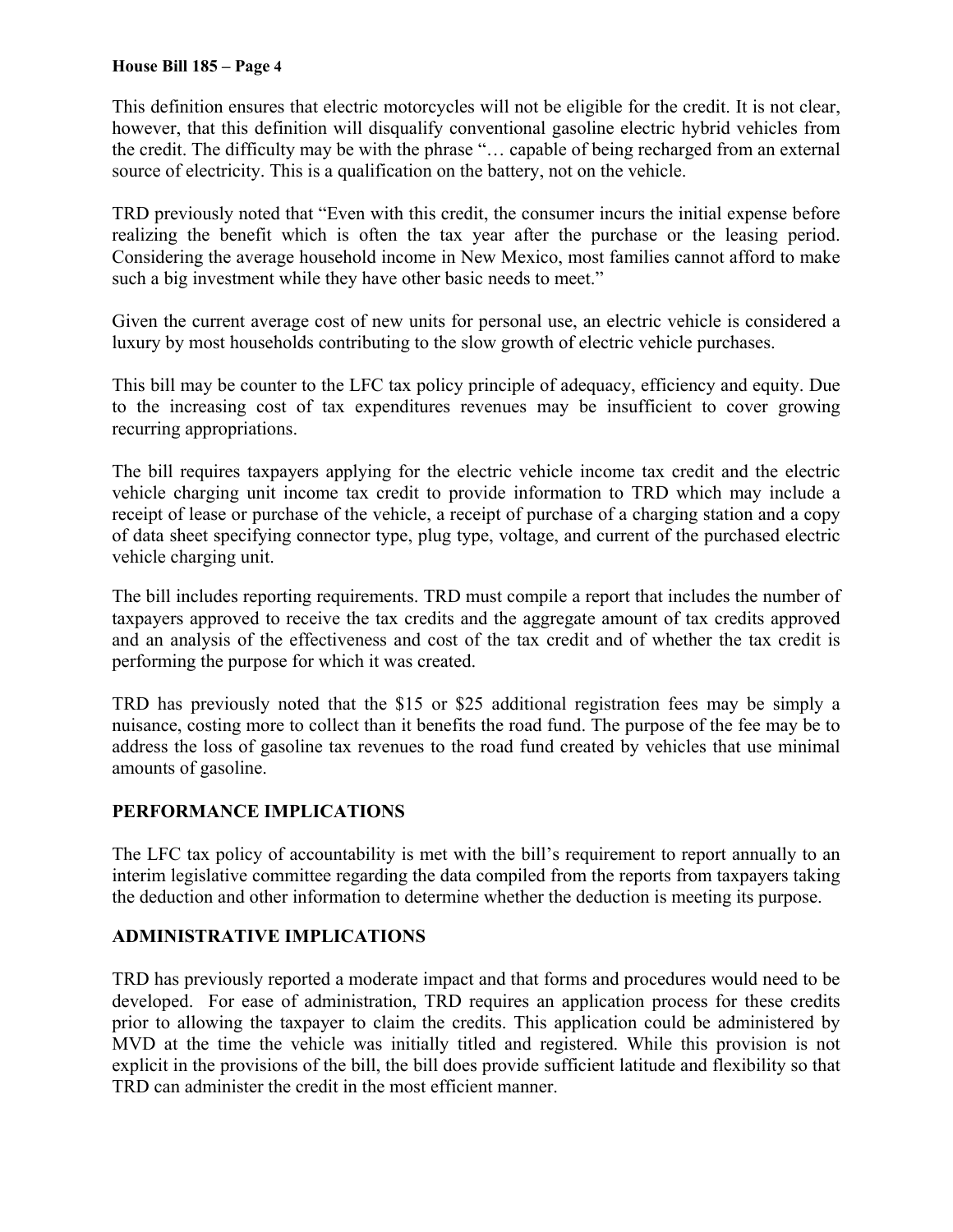This definition ensures that electric motorcycles will not be eligible for the credit. It is not clear, however, that this definition will disqualify conventional gasoline electric hybrid vehicles from the credit. The difficulty may be with the phrase "… capable of being recharged from an external source of electricity. This is a qualification on the battery, not on the vehicle.

TRD previously noted that "Even with this credit, the consumer incurs the initial expense before realizing the benefit which is often the tax year after the purchase or the leasing period. Considering the average household income in New Mexico, most families cannot afford to make such a big investment while they have other basic needs to meet."

Given the current average cost of new units for personal use, an electric vehicle is considered a luxury by most households contributing to the slow growth of electric vehicle purchases.

This bill may be counter to the LFC tax policy principle of adequacy, efficiency and equity. Due to the increasing cost of tax expenditures revenues may be insufficient to cover growing recurring appropriations.

The bill requires taxpayers applying for the electric vehicle income tax credit and the electric vehicle charging unit income tax credit to provide information to TRD which may include a receipt of lease or purchase of the vehicle, a receipt of purchase of a charging station and a copy of data sheet specifying connector type, plug type, voltage, and current of the purchased electric vehicle charging unit.

The bill includes reporting requirements. TRD must compile a report that includes the number of taxpayers approved to receive the tax credits and the aggregate amount of tax credits approved and an analysis of the effectiveness and cost of the tax credit and of whether the tax credit is performing the purpose for which it was created.

TRD has previously noted that the $15 or $25 additional registration fees may be simply a nuisance, costing more to collect than it benefits the road fund. The purpose of the fee may be to address the loss of gasoline tax revenues to the road fund created by vehicles that use minimal amounts of gasoline.

## PERFORMANCE IMPLICATIONS

The LFC tax policy of accountability is met with the bill's requirement to report annually to an interim legislative committee regarding the data compiled from the reports from taxpayers taking the deduction and other information to determine whether the deduction is meeting its purpose.

## ADMINISTRATIVE IMPLICATIONS

TRD has previously reported a moderate impact and that forms and procedures would need to be developed. For ease of administration, TRD requires an application process for these credits prior to allowing the taxpayer to claim the credits. This application could be administered by MVD at the time the vehicle was initially titled and registered. While this provision is not explicit in the provisions of the bill, the bill does provide sufficient latitude and flexibility so that TRD can administer the credit in the most efficient manner.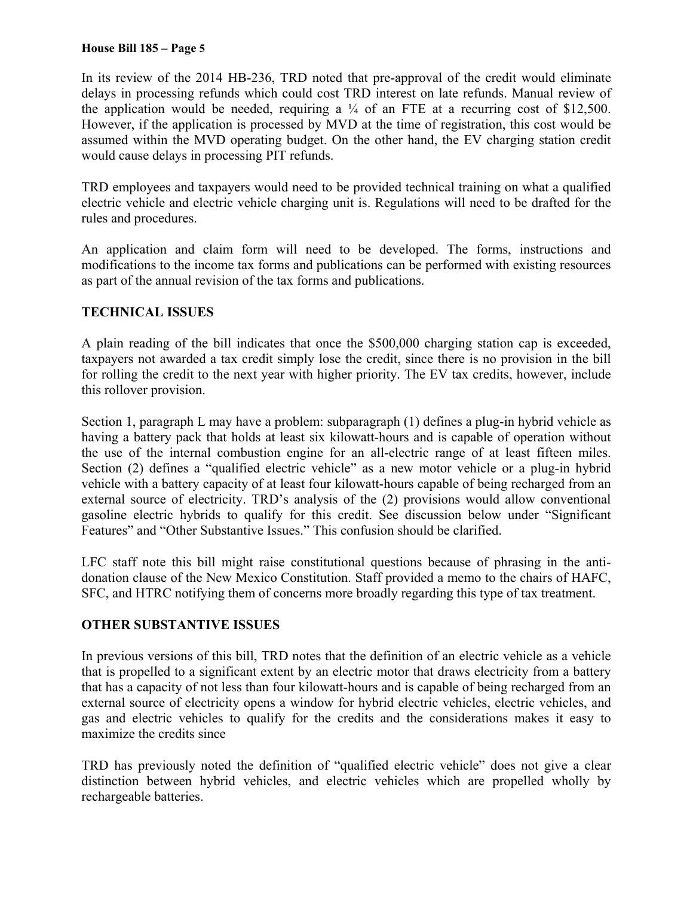In its review of the 2014 HB-236, TRD noted that pre-approval of the credit would eliminate delays in processing refunds which could cost TRD interest on late refunds. Manual review of the application would be needed, requiring a ¼ of an FTE at a recurring cost of $12,500. However, if the application is processed by MVD at the time of registration, this cost would be assumed within the MVD operating budget. On the other hand, the EV charging station credit would cause delays in processing PIT refunds.

TRD employees and taxpayers would need to be provided technical training on what a qualified electric vehicle and electric vehicle charging unit is. Regulations will need to be drafted for the rules and procedures.

An application and claim form will need to be developed. The forms, instructions and modifications to the income tax forms and publications can be performed with existing resources as part of the annual revision of the tax forms and publications.

## TECHNICAL ISSUES

A plain reading of the bill indicates that once the $500,000 charging station cap is exceeded, taxpayers not awarded a tax credit simply lose the credit, since there is no provision in the bill for rolling the credit to the next year with higher priority. The EV tax credits, however, include this rollover provision.

Section 1, paragraph L may have a problem: subparagraph (1) defines a plug-in hybrid vehicle as having a battery pack that holds at least six kilowatt-hours and is capable of operation without the use of the internal combustion engine for an all-electric range of at least fifteen miles. Section (2) defines a "qualified electric vehicle" as a new motor vehicle or a plug-in hybrid vehicle with a battery capacity of at least four kilowatt-hours capable of being recharged from an external source of electricity. TRD's analysis of the (2) provisions would allow conventional gasoline electric hybrids to qualify for this credit. See discussion below under "Significant Features" and "Other Substantive Issues." This confusion should be clarified.

LFC staff note this bill might raise constitutional questions because of phrasing in the anti-donation clause of the New Mexico Constitution. Staff provided a memo to the chairs of HAFC, SFC, and HTRC notifying them of concerns more broadly regarding this type of tax treatment.

## OTHER SUBSTANTIVE ISSUES

In previous versions of this bill, TRD notes that the definition of an electric vehicle as a vehicle that is propelled to a significant extent by an electric motor that draws electricity from a battery that has a capacity of not less than four kilowatt-hours and is capable of being recharged from an external source of electricity opens a window for hybrid electric vehicles, electric vehicles, and gas and electric vehicles to qualify for the credits and the considerations makes it easy to maximize the credits since

TRD has previously noted the definition of "qualified electric vehicle" does not give a clear distinction between hybrid vehicles, and electric vehicles which are propelled wholly by rechargeable batteries.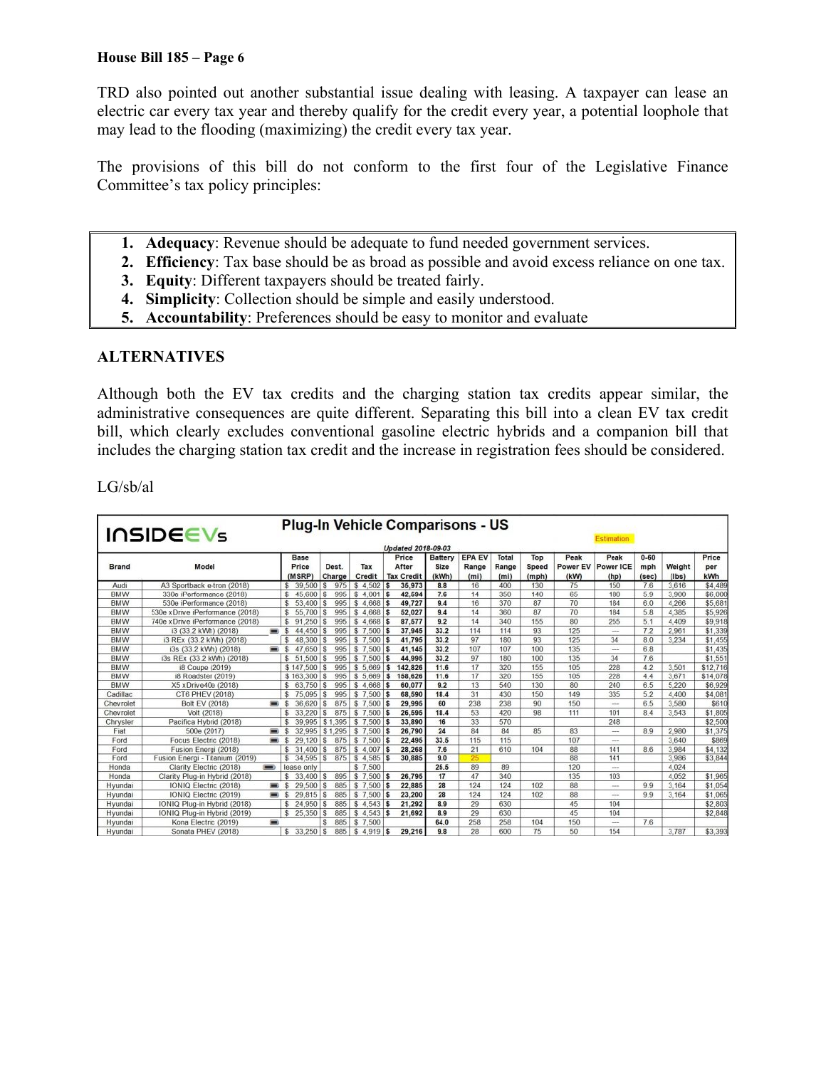TRD also pointed out another substantial issue dealing with leasing. A taxpayer can lease an electric car every tax year and thereby qualify for the credit every year, a potential loophole that may lead to the flooding (maximizing) the credit every tax year.

The provisions of this bill do not conform to the first four of the Legislative Finance Committee's tax policy principles:

1. **Adequacy**: Revenue should be adequate to fund needed government services.
2. **Efficiency**: Tax base should be as broad as possible and avoid excess reliance on one tax.
3. **Equity**: Different taxpayers should be treated fairly.
4. **Simplicity**: Collection should be simple and easily understood.
5. **Accountability**: Preferences should be easy to monitor and evaluate

## ALTERNATIVES

Although both the EV tax credits and the charging station tax credits appear similar, the administrative consequences are quite different. Separating this bill into a clean EV tax credit bill, which clearly excludes conventional gasoline electric hybrids and a companion bill that includes the charging station tax credit and the increase in registration fees should be considered.

LG/sb/al

**INSIDEEVs — Plug-In Vehicle Comparisons - US** (Updated 2018-09-03) — Estimation

| Brand | Model | Base Price (MSRP) | Dest. Charge | Tax Credit | Price After Tax Credit | Battery Size (kWh) | EPA EV Range (mi) | Total Range (mi) | Top Speed (mph) | Peak Power EV (kW) | Peak Power ICE (hp) | 0-60 mph (sec) | Weight (lbs) | Price per kWh |
|---|---|---|---|---|---|---|---|---|---|---|---|---|---|---|
| Audi | A3 Sportback e-tron (2018) | $ 39,500 | $ 975 | $ 4,502 | $ 35,973 | 8.8 | 16 | 400 | 130 | 75 | 150 | 7.6 | 3,616 | $4,489 |
| BMW | 330e iPerformance (2018) | $ 45,600 | $ 995 | $ 4,001 | $ 42,594 | 7.6 | 14 | 350 | 140 | 65 | 180 | 5.9 | 3,900 | $6,000 |
| BMW | 530e iPerformance (2018) | $ 53,400 | $ 995 | $ 4,668 | $ 49,727 | 9.4 | 16 | 370 | 87 | 70 | 184 | 6.0 | 4,266 | $5,681 |
| BMW | 530e xDrive iPerformance (2018) | $ 55,700 | $ 995 | $ 4,668 | $ 52,027 | 9.4 | 14 | 360 | 87 | 70 | 184 | 5.8 | 4,385 | $5,926 |
| BMW | 740e xDrive iPerformance (2018) | $ 91,250 | $ 995 | $ 4,668 | $ 87,577 | 9.2 | 14 | 340 | 155 | 80 | 255 | 5.1 | 4,409 | $9,918 |
| BMW | i3 (33.2 kWh) (2018) | $ 44,450 | $ 995 | $ 7,500 | $ 37,945 | 33.2 | 114 | 114 | 93 | 125 | --- | 7.2 | 2,961 | $1,339 |
| BMW | i3 REx (33.2 kWh) (2018) | $ 48,300 | $ 995 | $ 7,500 | $ 41,795 | 33.2 | 97 | 180 | 93 | 125 | 34 | 8.0 | 3,234 | $1,455 |
| BMW | i3s (33.2 kWh) (2018) | $ 47,650 | $ 995 | $ 7,500 | $ 41,145 | 33.2 | 107 | 107 | 100 | 135 | --- | 6.8 | | $1,435 |
| BMW | i3s REx (33.2 kWh) (2018) | $ 51,500 | $ 995 | $ 7,500 | $ 44,995 | 33.2 | 97 | 180 | 100 | 135 | 34 | 7.6 | | $1,551 |
| BMW | i8 Coupe (2019) | $ 147,500 | $ 995 | $ 5,669 | $ 142,826 | 11.6 | 17 | 320 | 155 | 105 | 228 | 4.2 | 3,501 | $12,716 |
| BMW | i8 Roadster (2019) | $ 163,300 | $ 995 | $ 5,669 | $ 158,626 | 11.6 | 17 | 320 | 155 | 105 | 228 | 4.4 | 3,671 | $14,078 |
| BMW | X5 xDrive40e (2018) | $ 63,750 | $ 995 | $ 4,668 | $ 60,077 | 9.2 | 13 | 540 | 130 | 80 | 240 | 6.5 | 5,220 | $6,929 |
| Cadillac | CT6 PHEV (2018) | $ 75,095 | $ 995 | $ 7,500 | $ 68,590 | 18.4 | 31 | 430 | 150 | 149 | 335 | 5.2 | 4,400 | $4,081 |
| Chevrolet | Bolt EV (2018) | $ 36,620 | $ 875 | $ 7,500 | $ 29,995 | 60 | 238 | 238 | 90 | 150 | --- | 6.5 | 3,580 | $610 |
| Chevrolet | Volt (2018) | $ 33,220 | $ 875 | $ 7,500 | $ 26,595 | 18.4 | 53 | 420 | 98 | 111 | 101 | 8.4 | 3,543 | $1,805 |
| Chrysler | Pacifica Hybrid (2018) | $ 39,995 | $ 1,395 | $ 7,500 | $ 33,890 | 16 | 33 | 570 | | | 248 | | | $2,500 |
| Fiat | 500e (2017) | $ 32,995 | $ 1,295 | $ 7,500 | $ 26,790 | 24 | 84 | 84 | 85 | 83 | --- | 8.9 | 2,980 | $1,375 |
| Ford | Focus Electric (2018) | $ 29,120 | $ 875 | $ 7,500 | $ 22,495 | 33.5 | 115 | 115 | | 107 | --- | | 3,640 | $869 |
| Ford | Fusion Energi (2018) | $ 31,400 | $ 875 | $ 4,007 | $ 28,268 | 7.6 | 21 | 610 | 104 | 88 | 141 | 8.6 | 3,984 | $4,132 |
| Ford | Fusion Energi - Titanium (2019) | $ 34,595 | $ 875 | $ 4,585 | $ 30,885 | 9.0 | 25 | | | 88 | 141 | | 3,986 | $3,844 |
| Honda | Clarity Electric (2018) | lease only | | $ 7,500 | | 25.5 | 89 | 89 | | 120 | --- | | 4,024 | |
| Honda | Clarity Plug-in Hybrid (2018) | $ 33,400 | $ 895 | $ 7,500 | $ 26,795 | 17 | 47 | 340 | | 135 | 103 | | 4,052 | $1,965 |
| Hyundai | IONIQ Electric (2018) | $ 29,500 | $ 885 | $ 7,500 | $ 22,885 | 28 | 124 | 124 | 102 | 88 | --- | 9.9 | 3,164 | $1,054 |
| Hyundai | IONIQ Electric (2019) | $ 29,815 | $ 885 | $ 7,500 | $ 23,200 | 28 | 124 | 124 | 102 | 88 | --- | 9.9 | 3,164 | $1,065 |
| Hyundai | IONIQ Plug-in Hybrid (2018) | $ 24,950 | $ 885 | $ 4,543 | $ 21,292 | 8.9 | 29 | 630 | | 45 | 104 | | | $2,803 |
| Hyundai | IONIQ Plug-in Hybrid (2019) | $ 25,350 | $ 885 | $ 4,543 | $ 21,692 | 8.9 | 29 | 630 | | 45 | 104 | | | $2,848 |
| Hyundai | Kona Electric (2019) | | $ 885 | $ 7,500 | | 64.0 | 258 | 258 | 104 | 150 | --- | 7.6 | | |
| Hyundai | Sonata PHEV (2018) | $ 33,250 | $ 885 | $ 4,919 | $ 29,216 | 9.8 | 28 | 600 | 75 | 50 | 154 | | 3,787 | $3,393 |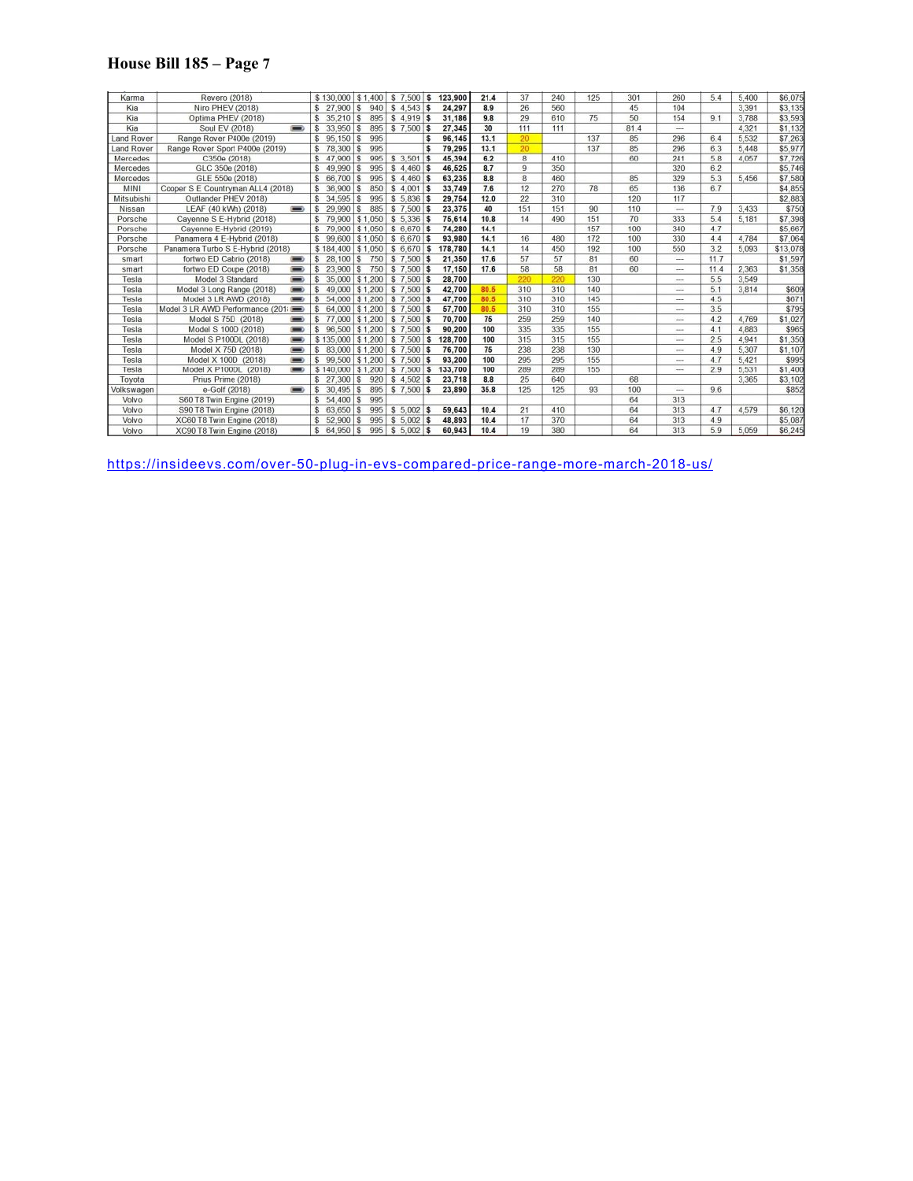| | | | | | | | | | | | | | | |
|---|---|---|---|---|---|---|---|---|---|---|---|---|---|---|
| Karma | Revero (2018) | $130,000 | $1,400 | $7,500 | $123,900 | 21.4 | 37 | 240 | 125 | 301 | 260 | 5.4 | 5,400 | $6,075 |
| Kia | Niro PHEV (2018) | $27,900 | $940 | $4,543 | $24,297 | 8.9 | 26 | 560 | | 45 | 104 | | 3,391 | $3,135 |
| Kia | Optima PHEV (2018) | $35,210 | $895 | $4,919 | $31,186 | 9.8 | 29 | 610 | 75 | 50 | 154 | 9.1 | 3,788 | $3,593 |
| Kia | Soul EV (2018) | $33,950 | $895 | $7,500 | $27,345 | 30 | 111 | 111 | | 81.4 | --- | | 4,321 | $1,132 |
| Land Rover | Range Rover P400e (2019) | $95,150 | $995 | | $96,145 | 13.1 | 20 | | 137 | 85 | 296 | 6.4 | 5,532 | $7,263 |
| Land Rover | Range Rover Sport P400e (2019) | $78,300 | $995 | | $79,295 | 13.1 | 20 | | 137 | 85 | 296 | 6.3 | 5,448 | $5,977 |
| Mercedes | C350e (2018) | $47,900 | $995 | $3,501 | $45,394 | 6.2 | 8 | 410 | | 60 | 241 | 5.8 | 4,057 | $7,726 |
| Mercedes | GLC 350e (2018) | $49,990 | $995 | $4,460 | $46,525 | 8.7 | 9 | 350 | | | 320 | 6.2 | | $5,746 |
| Mercedes | GLE 550e (2018) | $66,700 | $995 | $4,460 | $63,235 | 8.8 | 8 | 460 | | 85 | 329 | 5.3 | 5,456 | $7,580 |
| MINI | Cooper S E Countryman ALL4 (2018) | $36,900 | $850 | $4,001 | $33,749 | 7.6 | 12 | 270 | 78 | 65 | 136 | 6.7 | | $4,855 |
| Mitsubishi | Outlander PHEV (2018) | $34,595 | $995 | $5,836 | $29,754 | 12.0 | 22 | 310 | | 120 | 117 | | | $2,883 |
| Nissan | LEAF (40 kWh) (2018) | $29,990 | $885 | $7,500 | $23,375 | 40 | 151 | 151 | 90 | 110 | --- | 7.9 | 3,433 | $750 |
| Porsche | Cayenne S E-Hybrid (2018) | $79,900 | $1,050 | $5,336 | $75,614 | 10.8 | 14 | 490 | 151 | 70 | 333 | 5.4 | 5,181 | $7,398 |
| Porsche | Cayenne E-Hybrid (2019) | $79,900 | $1,050 | $6,670 | $74,280 | 14.1 | | | 157 | 100 | 340 | 4.7 | | $5,667 |
| Porsche | Panamera 4 E-Hybrid (2018) | $99,600 | $1,050 | $6,670 | $93,980 | 14.1 | 16 | 480 | 172 | 100 | 330 | 4.4 | 4,784 | $7,064 |
| Porsche | Panamera Turbo S E-Hybrid (2018) | $184,400 | $1,050 | $6,670 | $178,780 | 14.1 | 14 | 450 | 192 | 100 | 550 | 3.2 | 5,093 | $13,078 |
| smart | fortwo ED Cabrio (2018) | $28,100 | $750 | $7,500 | $21,350 | 17.6 | 57 | 57 | 81 | 60 | --- | 11.7 | | $1,597 |
| smart | fortwo ED Coupe (2018) | $23,900 | $750 | $7,500 | $17,150 | 17.6 | 58 | 58 | 81 | 60 | --- | 11.4 | 2,363 | $1,358 |
| Tesla | Model 3 Standard | $35,000 | $1,200 | $7,500 | $28,700 | | 220 | 220 | 130 | | --- | 5.5 | 3,549 | |
| Tesla | Model 3 Long Range (2018) | $49,000 | $1,200 | $7,500 | $42,700 | 80.5 | 310 | 310 | 140 | | --- | 5.1 | 3,814 | $609 |
| Tesla | Model 3 LR AWD (2018) | $54,000 | $1,200 | $7,500 | $47,700 | 80.5 | 310 | 310 | 145 | | --- | 4.5 | | $671 |
| Tesla | Model 3 LR AWD Performance (2018 | $64,000 | $1,200 | $7,500 | $57,700 | 80.5 | 310 | 310 | 155 | | --- | 3.5 | | $795 |
| Tesla | Model S 75D (2018) | $77,000 | $1,200 | $7,500 | $70,700 | 75 | 259 | 259 | 140 | | --- | 4.2 | 4,769 | $1,027 |
| Tesla | Model S 100D (2018) | $96,500 | $1,200 | $7,500 | $90,200 | 100 | 335 | 335 | 155 | | --- | 4.1 | 4,883 | $965 |
| Tesla | Model S P100DL (2018) | $135,000 | $1,200 | $7,500 | $128,700 | 100 | 315 | 315 | 155 | | --- | 2.5 | 4,941 | $1,350 |
| Tesla | Model X 75D (2018) | $83,000 | $1,200 | $7,500 | $76,700 | 75 | 238 | 238 | 130 | | --- | 4.9 | 5,307 | $1,107 |
| Tesla | Model X 100D (2018) | $99,500 | $1,200 | $7,500 | $93,200 | 100 | 295 | 295 | 155 | | --- | 4.7 | 5,421 | $995 |
| Tesla | Model X P100DL (2018) | $140,000 | $1,200 | $7,500 | $133,700 | 100 | 289 | 289 | 155 | | --- | 2.9 | 5,531 | $1,400 |
| Toyota | Prius Prime (2018) | $27,300 | $920 | $4,502 | $23,718 | 8.8 | 25 | 640 | | 68 | | | 3,365 | $3,102 |
| Volkswagen | e-Golf (2018) | $30,495 | $895 | $7,500 | $23,890 | 35.8 | 125 | 125 | 93 | 100 | --- | 9.6 | | $852 |
| Volvo | S60 T8 Twin Engine (2019) | $54,400 | $995 | | | | | | | 64 | 313 | | | |
| Volvo | S90 T8 Twin Engine (2018) | $63,650 | $995 | $5,002 | $59,643 | 10.4 | 21 | 410 | | 64 | 313 | 4.7 | 4,579 | $6,120 |
| Volvo | XC60 T8 Twin Engine (2018) | $52,900 | $995 | $5,002 | $48,893 | 10.4 | 17 | 370 | | 64 | 313 | 4.9 | | $5,087 |
| Volvo | XC90 T8 Twin Engine (2018) | $64,950 | $995 | $5,002 | $60,943 | 10.4 | 19 | 380 | | 64 | 313 | 5.9 | 5,059 | $6,245 |

https://insideevs.com/over-50-plug-in-evs-compared-price-range-more-march-2018-us/